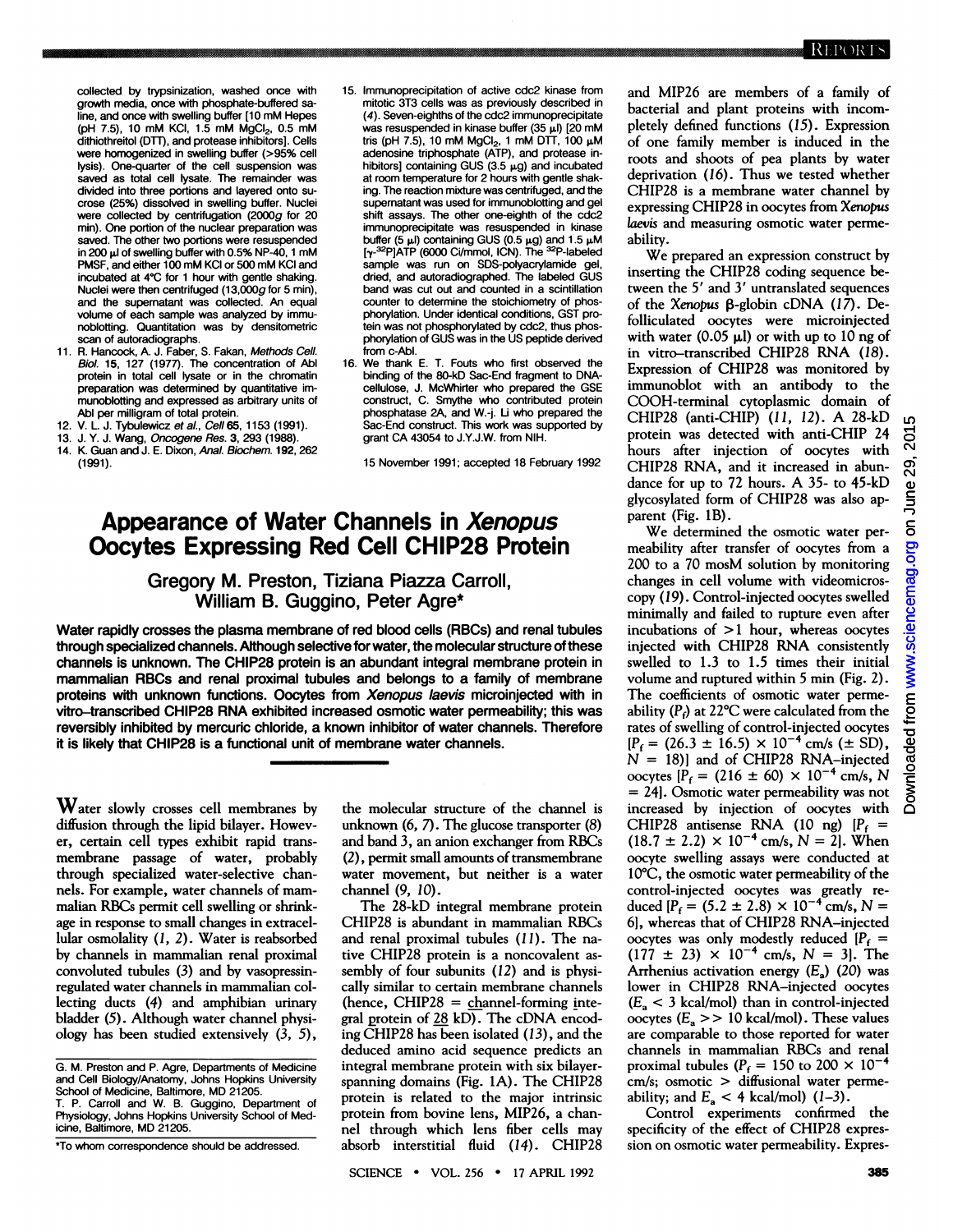collected by trypsinization, washed once with growth media, once with phosphate-buffered saline, and once with swelling buffer [10 mM Hepes (pH 7.5), 10 mM KCl, 1.5 mM $MgCl_2$, 0.5 mM dithiothreitol (DTT), and protease inhibitors]. Cells were homogenized in swelling buffer (>95% cell lysis). One-quarter of the cell suspension was saved as total cell lysate. The remainder was divided into three portions and layered onto sucrose (25%) dissolved in swelling buffer. Nuclei were collected by centrifugation (2000g for 20 min). One portion of the nuclear preparation was saved. The other two portions were resuspended in 200 μl of swelling buffer with 0.5% NP-40, 1 mM PMSF, and either 100 mM KCl or 500 mM KCl and incubated at 4°C for 1 hour with gentle shaking. Nuclei were then centrifuged (13,000g for 5 min), and the supernatant was collected. An equal volume of each sample was analyzed by immunoblotting. Quantitation was by densitometric scan of autoradiographs.

11. R. Hancock, A. J. Faber, S. Fakan, *Methods Cell. Biol.* 15, 127 (1977). The concentration of Abl protein in total cell lysate or in the chromatin preparation was determined by quantitative immunoblotting and expressed as arbitrary units of Abl per milligram of total protein.
12. V. L. J. Tybulewicz *et al.*, *Cell* 65, 1153 (1991).
13. J. Y. J. Wang, *Oncogene Res.* 3, 293 (1988).
14. K. Guan and J. E. Dixon, *Anal. Biochem.* 192, 262 (1991).
15. Immunoprecipitation of active cdc2 kinase from mitotic 3T3 cells was as previously described in (4). Seven-eighths of the cdc2 immunoprecipitate was resuspended in kinase buffer (35 μl) [20 mM tris (pH 7.5), 10 mM $MgCl_2$, 1 mM DTT, 100 μM adenosine triphosphate (ATP), and protease inhibitors] containing GUS (3.5 μg) and incubated at room temperature for 2 hours with gentle shaking. The reaction mixture was centrifuged, and the supernatant was used for immunoblotting and gel shift assays. The other one-eighth of the cdc2 immunoprecipitate was resuspended in kinase buffer (5 μl) containing GUS (0.5 μg) and 1.5 μM [$\gamma$-$^{32}$P]ATP (6000 Ci/mmol, ICN). The $^{32}$P-labeled sample was run on SDS-polyacrylamide gel, dried, and autoradiographed. The labeled GUS band was cut out and counted in a scintillation counter to determine the stoichiometry of phosphorylation. Under identical conditions, GST protein was not phosphorylated by cdc2, thus phosphorylation of GUS was in the US peptide derived from c-Abl.
16. We thank E. T. Fouts who first observed the binding of the 80-kD Sac-End fragment to DNA-cellulose, J. McWhirter who prepared the GSE construct, C. Smythe who contributed protein phosphatase 2A, and W.-j. Li who prepared the Sac-End construct. This work was supported by grant CA 43054 to J.Y.J.W. from NIH.

15 November 1991; accepted 18 February 1992

# Appearance of Water Channels in *Xenopus* Oocytes Expressing Red Cell CHIP28 Protein

**Gregory M. Preston, Tiziana Piazza Carroll, William B. Guggino, Peter Agre***

**Water rapidly crosses the plasma membrane of red blood cells (RBCs) and renal tubules through specialized channels. Although selective for water, the molecular structure of these channels is unknown. The CHIP28 protein is an abundant integral membrane protein in mammalian RBCs and renal proximal tubules and belongs to a family of membrane proteins with unknown functions. Oocytes from *Xenopus laevis* microinjected with in vitro–transcribed CHIP28 RNA exhibited increased osmotic water permeability; this was reversibly inhibited by mercuric chloride, a known inhibitor of water channels. Therefore it is likely that CHIP28 is a functional unit of membrane water channels.**

Water slowly crosses cell membranes by diffusion through the lipid bilayer. However, certain cell types exhibit rapid transmembrane passage of water, probably through specialized water-selective channels. For example, water channels of mammalian RBCs permit cell swelling or shrinkage in response to small changes in extracellular osmolality (1, 2). Water is reabsorbed by channels in mammalian renal proximal convoluted tubules (3) and by vasopressin-regulated water channels in mammalian collecting ducts (4) and amphibian urinary bladder (5). Although water channel physiology has been studied extensively (3, 5), the molecular structure of the channel is unknown (6, 7). The glucose transporter (8) and band 3, an anion exchanger from RBCs (2), permit small amounts of transmembrane water movement, but neither is a water channel (9, 10).

The 28-kD integral membrane protein CHIP28 is abundant in mammalian RBCs and renal proximal tubules (11). The native CHIP28 protein is a noncovalent assembly of four subunits (12) and is physically similar to certain membrane channels (hence, CHIP28 = channel-forming integral protein of 28 kD). The cDNA encoding CHIP28 has been isolated (13), and the deduced amino acid sequence predicts an integral membrane protein with six bilayer-spanning domains (Fig. 1A). The CHIP28 protein is related to the major intrinsic protein from bovine lens, MIP26, a channel through which lens fiber cells may absorb interstitial fluid (14). CHIP28 and MIP26 are members of a family of bacterial and plant proteins with incompletely defined functions (15). Expression of one family member is induced in the roots and shoots of pea plants by water deprivation (16). Thus we tested whether CHIP28 is a membrane water channel by expressing CHIP28 in oocytes from *Xenopus laevis* and measuring osmotic water permeability.

We prepared an expression construct by inserting the CHIP28 coding sequence between the 5′ and 3′ untranslated sequences of the *Xenopus* β-globin cDNA (17). Defolliculated oocytes were microinjected with water (0.05 μl) or with up to 10 ng of in vitro–transcribed CHIP28 RNA (18). Expression of CHIP28 was monitored by immunoblot with an antibody to the COOH-terminal cytoplasmic domain of CHIP28 (anti-CHIP) (11, 12). A 28-kD protein was detected with anti-CHIP 24 hours after injection of oocytes with CHIP28 RNA, and it increased in abundance for up to 72 hours. A 35- to 45-kD glycosylated form of CHIP28 was also apparent (Fig. 1B).

We determined the osmotic water permeability after transfer of oocytes from a 200 to a 70 mosM solution by monitoring changes in cell volume with videomicroscopy (19). Control-injected oocytes swelled minimally and failed to rupture even after incubations of >1 hour, whereas oocytes injected with CHIP28 RNA consistently swelled to 1.3 to 1.5 times their initial volume and ruptured within 5 min (Fig. 2). The coefficients of osmotic water permeability ($P_f$) at 22°C were calculated from the rates of swelling of control-injected oocytes [$P_f = (26.3 \pm 16.5) \times 10^{-4}$ cm/s (± SD), $N = 18$)] and of CHIP28 RNA–injected oocytes [$P_f = (216 \pm 60) \times 10^{-4}$ cm/s, $N = 24$]. Osmotic water permeability was not increased by injection of oocytes with CHIP28 antisense RNA (10 ng) [$P_f = (18.7 \pm 2.2) \times 10^{-4}$ cm/s, $N = 2$]. When oocyte swelling assays were conducted at 10°C, the osmotic water permeability of the control-injected oocytes was greatly reduced [$P_f = (5.2 \pm 2.8) \times 10^{-4}$ cm/s, $N = 6$], whereas that of CHIP28 RNA–injected oocytes was only modestly reduced [$P_f = (177 \pm 23) \times 10^{-4}$ cm/s, $N = 3$]. The Arrhenius activation energy ($E_a$) (20) was lower in CHIP28 RNA–injected oocytes ($E_a < 3$ kcal/mol) than in control-injected oocytes ($E_a >> 10$ kcal/mol). These values are comparable to those reported for water channels in mammalian RBCs and renal proximal tubules ($P_f = 150$ to $200 \times 10^{-4}$ cm/s; osmotic > diffusional water permeability; and $E_a < 4$ kcal/mol) (1–3).

Control experiments confirmed the specificity of the effect of CHIP28 expression on osmotic water permeability. Expres-

G. M. Preston and P. Agre, Departments of Medicine and Cell Biology/Anatomy, Johns Hopkins University School of Medicine, Baltimore, MD 21205.
T. P. Carroll and W. B. Guggino, Department of Physiology, Johns Hopkins University School of Medicine, Baltimore, MD 21205.

*To whom correspondence should be addressed.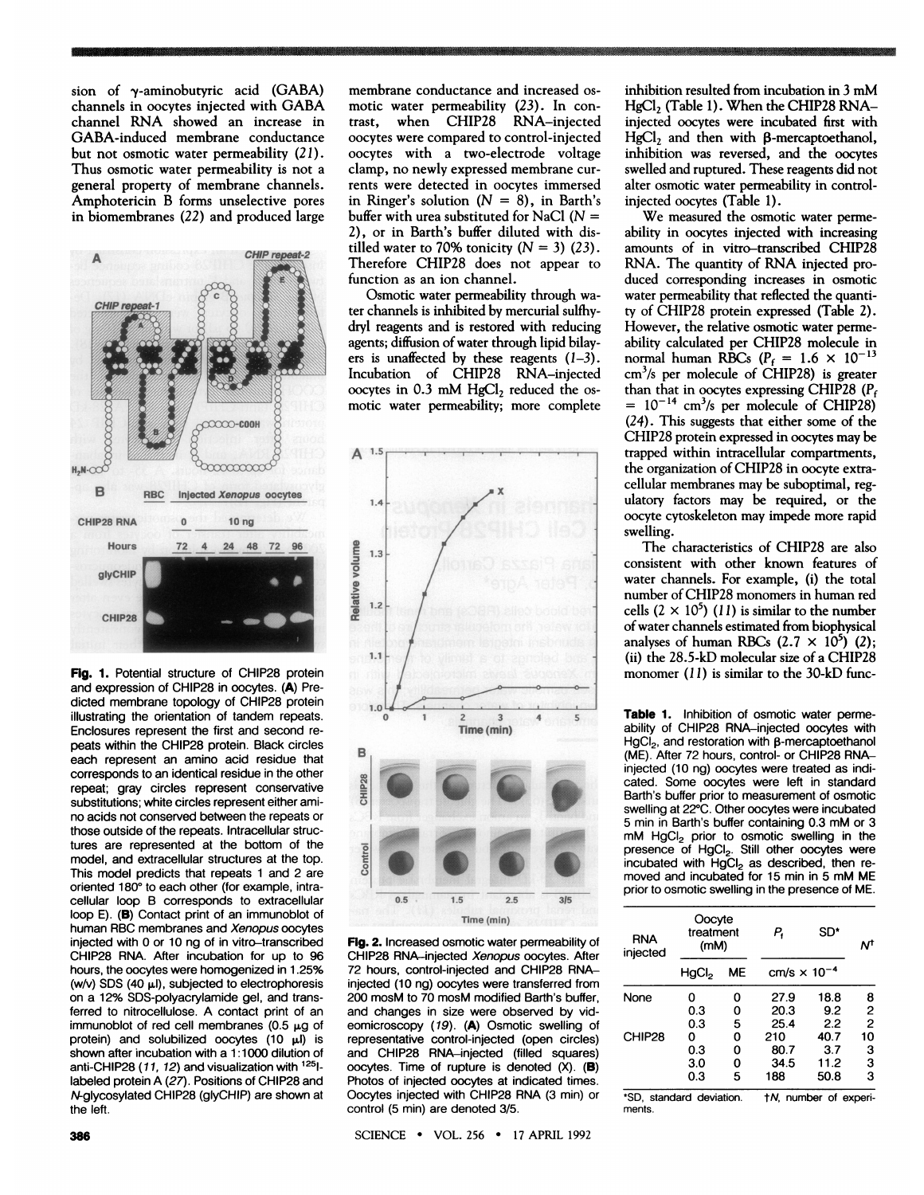sion of γ-aminobutyric acid (GABA) channels in oocytes injected with GABA channel RNA showed an increase in GABA-induced membrane conductance but not osmotic water permeability (21). Thus osmotic water permeability is not a general property of membrane channels. Amphotericin B forms unselective pores in biomembranes (22) and produced large membrane conductance and increased osmotic water permeability (23). In contrast, when CHIP28 RNA–injected oocytes were compared to control-injected oocytes with a two-electrode voltage clamp, no newly expressed membrane currents were detected in oocytes immersed in Ringer's solution ($N = 8$), in Barth's buffer with urea substituted for NaCl ($N = 2$), or in Barth's buffer diluted with distilled water to 70% tonicity ($N = 3$) (23). Therefore CHIP28 does not appear to function as an ion channel.

Osmotic water permeability through water channels is inhibited by mercurial sulfhydryl reagents and is restored with reducing agents; diffusion of water through lipid bilayers is unaffected by these reagents (1–3). Incubation of CHIP28 RNA–injected oocytes in 0.3 mM $HgCl_2$ reduced the osmotic water permeability; more complete inhibition resulted from incubation in 3 mM $HgCl_2$ (Table 1). When the CHIP28 RNA–injected oocytes were incubated first with $HgCl_2$ and then with β-mercaptoethanol, inhibition was reversed, and the oocytes swelled and ruptured. These reagents did not alter osmotic water permeability in control-injected oocytes (Table 1).

We measured the osmotic water permeability in oocytes injected with increasing amounts of in vitro–transcribed CHIP28 RNA. The quantity of RNA injected produced corresponding increases in osmotic water permeability that reflected the quantity of CHIP28 protein expressed (Table 2). However, the relative osmotic water permeability calculated per CHIP28 molecule in normal human RBCs ($P_f = 1.6 \times 10^{-13}$ $cm^3/s$ per molecule of CHIP28) is greater than that in oocytes expressing CHIP28 ($P_f = 10^{-14}$ $cm^3/s$ per molecule of CHIP28) (24). This suggests that either some of the CHIP28 protein expressed in oocytes may be trapped within intracellular compartments, the organization of CHIP28 in oocyte extracellular membranes may be suboptimal, regulatory factors may be required, or the oocyte cytoskeleton may impede more rapid swelling.

The characteristics of CHIP28 are also consistent with other known features of water channels. For example, (i) the total number of CHIP28 monomers in human red cells ($2 \times 10^5$) (11) is similar to the number of water channels estimated from biophysical analyses of human RBCs ($2.7 \times 10^5$) (2); (ii) the 28.5-kD molecular size of a CHIP28 monomer (11) is similar to the 30-kD func-

**Fig. 1.** Potential structure of CHIP28 protein and expression of CHIP28 in oocytes. (**A**) Predicted membrane topology of CHIP28 protein illustrating the orientation of tandem repeats. Enclosures represent the first and second repeats within the CHIP28 protein. Black circles each represent an amino acid residue that corresponds to an identical residue in the other repeat; gray circles represent conservative substitutions; white circles represent either amino acids not conserved between the repeats or those outside of the repeats. Intracellular structures are represented at the bottom of the model, and extracellular structures at the top. This model predicts that repeats 1 and 2 are oriented 180° to each other (for example, intracellular loop B corresponds to extracellular loop E). (**B**) Contact print of an immunoblot of human RBC membranes and *Xenopus* oocytes injected with 0 or 10 ng of in vitro–transcribed CHIP28 RNA. After incubation for up to 96 hours, the oocytes were homogenized in 1.25% (w/v) SDS (40 μl), subjected to electrophoresis on a 12% SDS-polyacrylamide gel, and transferred to nitrocellulose. A contact print of an immunoblot of red cell membranes (0.5 μg of protein) and solubilized oocytes (10 μl) is shown after incubation with a 1:1000 dilution of anti-CHIP28 (11, 12) and visualization with $^{125}$I-labeled protein A (27). Positions of CHIP28 and *N*-glycosylated CHIP28 (glyCHIP) are shown at the left.

**Fig. 2.** Increased osmotic water permeability of CHIP28 RNA–injected *Xenopus* oocytes. After 72 hours, control-injected and CHIP28 RNA–injected (10 ng) oocytes were transferred from 200 mosM to 70 mosM modified Barth's buffer, and changes in size were observed by videomicroscopy (19). (**A**) Osmotic swelling of representative control-injected (open circles) and CHIP28 RNA–injected (filled squares) oocytes. Time of rupture is denoted (X). (**B**) Photos of injected oocytes at indicated times. Oocytes injected with CHIP28 RNA (3 min) or control (5 min) are denoted 3/5.

**Table 1.** Inhibition of osmotic water permeability of CHIP28 RNA–injected oocytes with $HgCl_2$, and restoration with β-mercaptoethanol (ME). After 72 hours, control- or CHIP28 RNA–injected (10 ng) oocytes were treated as indicated. Some oocytes were left in standard Barth's buffer prior to measurement of osmotic swelling at 22°C. Other oocytes were incubated 5 min in Barth's buffer containing 0.3 mM or 3 mM $HgCl_2$ prior to osmotic swelling in the presence of $HgCl_2$. Still other oocytes were incubated with $HgCl_2$ as described, then removed and incubated for 15 min in 5 mM ME prior to osmotic swelling in the presence of ME.

| RNA injected | Oocyte treatment (mM) | | $P_f$ | SD* | $N$† |
|---|---|---|---|---|---|
| | $HgCl_2$ | ME | cm/s × $10^{-4}$ | | |
| None | 0 | 0 | 27.9 | 18.8 | 8 |
| | 0.3 | 0 | 20.3 | 9.2 | 2 |
| | 0.3 | 5 | 25.4 | 2.2 | 2 |
| CHIP28 | 0 | 0 | 210 | 40.7 | 10 |
| | 0.3 | 0 | 80.7 | 3.7 | 3 |
| | 3.0 | 0 | 34.5 | 11.2 | 3 |
| | 0.3 | 5 | 188 | 50.8 | 3 |

*SD, standard deviation. †$N$, number of experiments.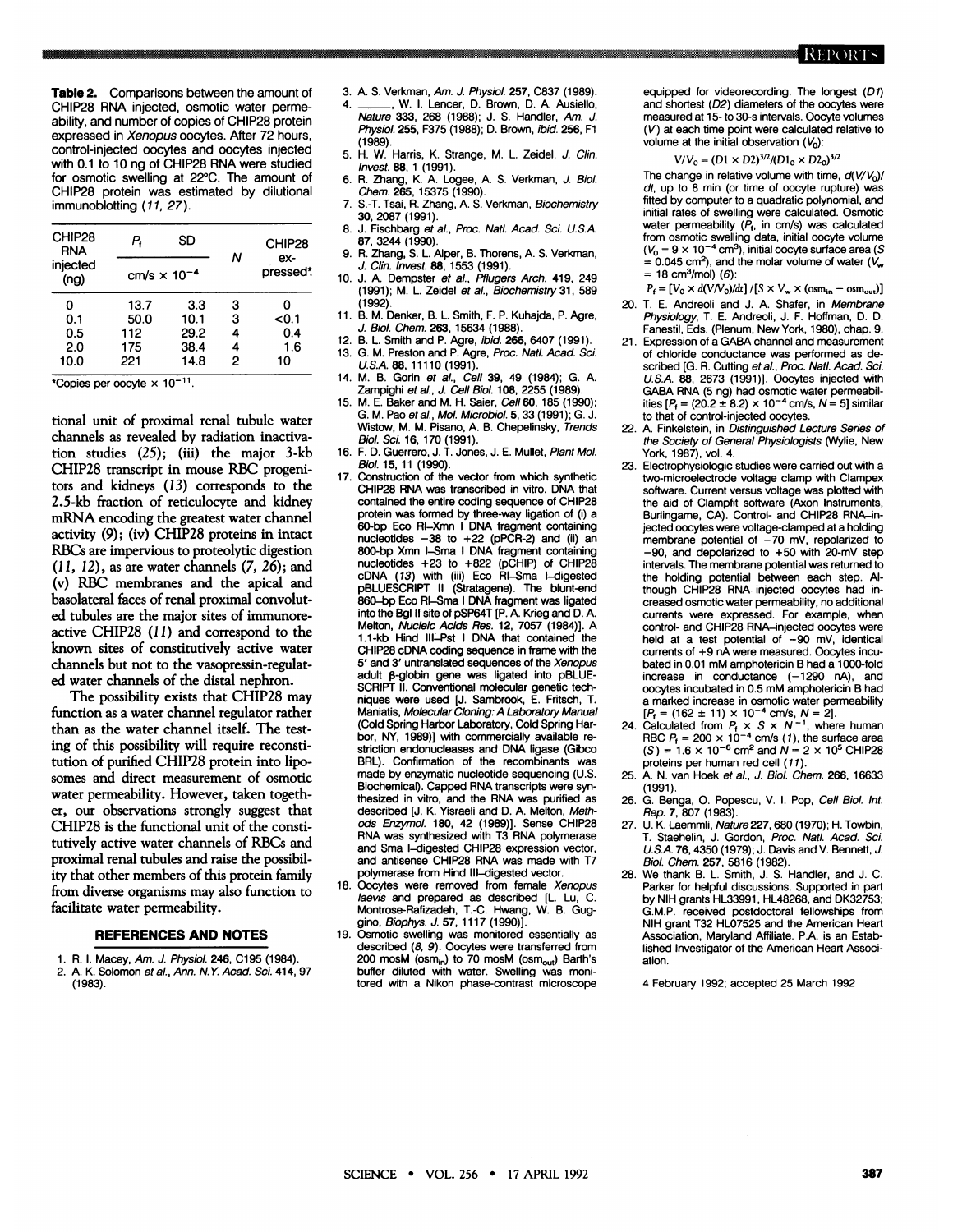**Table 2.** Comparisons between the amount of CHIP28 RNA injected, osmotic water permeability, and number of copies of CHIP28 protein expressed in *Xenopus* oocytes. After 72 hours, control-injected oocytes and oocytes injected with 0.1 to 10 ng of CHIP28 RNA were studied for osmotic swelling at 22°C. The amount of CHIP28 protein was estimated by dilutional immunoblotting (11, 27).

| CHIP28 RNA injected (ng) | $P_f$ | SD | N | CHIP28 expressed* |
|---|---|---|---|---|
| | cm/s × $10^{-4}$ | | | |
| 0 | 13.7 | 3.3 | 3 | 0 |
| 0.1 | 50.0 | 10.1 | 3 | <0.1 |
| 0.5 | 112 | 29.2 | 4 | 0.4 |
| 2.0 | 175 | 38.4 | 4 | 1.6 |
| 10.0 | 221 | 14.8 | 2 | 10 |

*Copies per oocyte × $10^{-11}$.

tional unit of proximal renal tubule water channels as revealed by radiation inactivation studies (25); (iii) the major 3-kb CHIP28 transcript in mouse RBC progenitors and kidneys (13) corresponds to the 2.5-kb fraction of reticulocyte and kidney mRNA encoding the greatest water channel activity (9); (iv) CHIP28 proteins in intact RBCs are impervious to proteolytic digestion (11, 12), as are water channels (7, 26); and (v) RBC membranes and the apical and basolateral faces of renal proximal convoluted tubules are the major sites of immunoreactive CHIP28 (11) and correspond to the known sites of constitutively active water channels but not to the vasopressin-regulated water channels of the distal nephron.

The possibility exists that CHIP28 may function as a water channel regulator rather than as the water channel itself. The testing of this possibility will require reconstitution of purified CHIP28 protein into liposomes and direct measurement of osmotic water permeability. However, taken together, our observations strongly suggest that CHIP28 is the functional unit of the constitutively active water channels of RBCs and proximal renal tubules and raise the possibility that other members of this protein family from diverse organisms may also function to facilitate water permeability.

## REFERENCES AND NOTES

1. R. I. Macey, *Am. J. Physiol.* **246**, C195 (1984).
2. A. K. Solomon *et al.*, *Ann. N.Y. Acad. Sci.* **414**, 97 (1983).
3. A. S. Verkman, *Am. J. Physiol.* **257**, C837 (1989).
4. ______, W. I. Lencer, D. Brown, D. A. Ausiello, *Nature* **333**, 268 (1988); J. S. Handler, *Am. J. Physiol.* **255**, F375 (1988); D. Brown, *ibid.* **256**, F1 (1989).
5. H. W. Harris, K. Strange, M. L. Zeidel, *J. Clin. Invest.* **88**, 1 (1991).
6. R. Zhang, K. A. Logee, A. S. Verkman, *J. Biol. Chem.* **265**, 15375 (1990).
7. S.-T. Tsai, R. Zhang, A. S. Verkman, *Biochemistry* **30**, 2087 (1991).
8. J. Fischbarg *et al.*, *Proc. Natl. Acad. Sci. U.S.A.* **87**, 3244 (1990).
9. R. Zhang, S. L. Alper, B. Thorens, A. S. Verkman, *J. Clin. Invest.* **88**, 1553 (1991).
10. J. A. Dempster *et al.*, *Pflugers Arch.* **419**, 249 (1991); M. L. Zeidel *et al.*, *Biochemistry* **31**, 589 (1992).
11. B. M. Denker, B. L. Smith, F. P. Kuhajda, P. Agre, *J. Biol. Chem.* **263**, 15634 (1988).
12. B. L. Smith and P. Agre, *ibid.* **266**, 6407 (1991).
13. G. M. Preston and P. Agre, *Proc. Natl. Acad. Sci. U.S.A.* **88**, 11110 (1991).
14. M. B. Gorin *et al.*, *Cell* **39**, 49 (1984); G. A. Zampighi *et al.*, *J. Cell Biol.* **108**, 2255 (1989).
15. M. E. Baker and M. H. Saier, *Cell* **60**, 185 (1990); G. M. Pao *et al.*, *Mol. Microbiol.* **5**, 33 (1991); G. J. Wistow, M. M. Pisano, A. B. Chepelinsky, *Trends Biol. Sci.* **16**, 170 (1991).
16. F. D. Guerrero, J. T. Jones, J. E. Mullet, *Plant Mol. Biol.* **15**, 11 (1990).
17. Construction of the vector from which synthetic CHIP28 RNA was transcribed in vitro. DNA that contained the entire coding sequence of CHIP28 protein was formed by three-way ligation of (i) a 60-bp Eco RI–Xmn I DNA fragment containing nucleotides −38 to +22 (pPCR-2) and (ii) an 800-bp Xmn I–Sma I DNA fragment containing nucleotides +23 to +822 (pCHIP) of CHIP28 cDNA (13) with (iii) Eco RI–Sma I–digested pBLUESCRIPT II (Stratagene). The blunt-end 860–bp Eco RI–Sma I DNA fragment was ligated into the Bgl II site of pSP64T [P. A. Krieg and D. A. Melton, *Nucleic Acids Res.* **12**, 7057 (1984)]. A 1.1-kb Hind III–Pst I DNA that contained the CHIP28 cDNA coding sequence in frame with the 5′ and 3′ untranslated sequences of the *Xenopus* adult β-globin gene was ligated into pBLUESCRIPT II. Conventional molecular genetic techniques were used [J. Sambrook, E. Fritsch, T. Maniatis, *Molecular Cloning: A Laboratory Manual* (Cold Spring Harbor Laboratory, Cold Spring Harbor, NY, 1989)] with commercially available restriction endonucleases and DNA ligase (Gibco BRL). Confirmation of the recombinants was made by enzymatic nucleotide sequencing (U.S. Biochemical). Capped RNA transcripts were synthesized in vitro, and the RNA was purified as described [J. K. Yisraeli and D. A. Melton, *Methods Enzymol.* **180**, 42 (1989)]. Sense CHIP28 RNA was synthesized with T3 RNA polymerase and Sma I–digested CHIP28 expression vector, and antisense CHIP28 RNA was made with T7 polymerase from Hind III–digested vector.
18. Oocytes were removed from female *Xenopus laevis* and prepared as described [L. Lu, C. Montrose-Rafizadeh, T.-C. Hwang, W. B. Guggino, *Biophys. J.* **57**, 1117 (1990)].
19. Osmotic swelling was monitored essentially as described (8, 9). Oocytes were transferred from 200 mosM ($osm_{in}$) to 70 mosM ($osm_{out}$) Barth's buffer diluted with water. Swelling was monitored with a Nikon phase-contrast microscope equipped for videorecording. The longest ($D1$) and shortest ($D2$) diameters of the oocytes were measured at 15- to 30-s intervals. Oocyte volumes ($V$) at each time point were calculated relative to volume at the initial observation ($V_0$):
$$V/V_0 = (D1 \times D2)^{3/2}/(D1_0 \times D2_0)^{3/2}$$
The change in relative volume with time, $d(V/V_0)/dt$, up to 8 min (or time of oocyte rupture) was fitted by computer to a quadratic polynomial, and initial rates of swelling were calculated. Osmotic water permeability ($P_f$, in cm/s) was calculated from osmotic swelling data, initial oocyte volume ($V_0 = 9 \times 10^{-4}$ cm$^3$), initial oocyte surface area ($S$ = 0.045 cm$^2$), and the molar volume of water ($V_w$ = 18 cm$^3$/mol) (6):
$$P_f = [V_0 \times d(V/V_0)/dt] / [S \times V_w \times (osm_{in} - osm_{out})]$$
20. T. E. Andreoli and J. A. Shafer, in *Membrane Physiology*, T. E. Andreoli, J. F. Hoffman, D. D. Fanestil, Eds. (Plenum, New York, 1980), chap. 9.
21. Expression of a GABA channel and measurement of chloride conductance was performed as described [G. R. Cutting *et al.*, *Proc. Natl. Acad. Sci. U.S.A.* **88**, 2673 (1991)]. Oocytes injected with GABA RNA (5 ng) had osmotic water permeabilities [$P_f = (20.2 \pm 8.2) \times 10^{-4}$ cm/s, $N = 5$] similar to that of control-injected oocytes.
22. A. Finkelstein, in *Distinguished Lecture Series of the Society of General Physiologists* (Wylie, New York, 1987), vol. 4.
23. Electrophysiologic studies were carried out with a two-microelectrode voltage clamp with Clampex software. Current versus voltage was plotted with the aid of Clampfit software (Axon Instruments, Burlingame, CA). Control- and CHIP28 RNA–injected oocytes were voltage-clamped at a holding membrane potential of −70 mV, repolarized to −90, and depolarized to +50 with 20-mV step intervals. The membrane potential was returned to the holding potential between each step. Although CHIP28 RNA–injected oocytes had increased osmotic water permeability, no additional currents were expressed. For example, when control- and CHIP28 RNA–injected oocytes were held at a test potential of −90 mV, identical currents of +9 nA were measured. Oocytes incubated in 0.01 mM amphotericin B had a 1000-fold increase in conductance (−1290 nA), and oocytes incubated in 0.5 mM amphotericin B had a marked increase in osmotic water permeability [$P_f = (162 \pm 11) \times 10^{-4}$ cm/s, $N = 2$].
24. Calculated from $P_f \times S \times N^{-1}$, where human RBC $P_f = 200 \times 10^{-4}$ cm/s (1), the surface area ($S$) = $1.6 \times 10^{-6}$ cm$^2$ and $N = 2 \times 10^5$ CHIP28 proteins per human red cell (11).
25. A. N. van Hoek *et al.*, *J. Biol. Chem.* **266**, 16633 (1991).
26. G. Benga, O. Popescu, V. I. Pop, *Cell Biol. Int. Rep.* **7**, 807 (1983).
27. U. K. Laemmli, *Nature* **227**, 680 (1970); H. Towbin, T. Staehelin, J. Gordon, *Proc. Natl. Acad. Sci. U.S.A.* **76**, 4350 (1979); J. Davis and V. Bennett, *J. Biol. Chem.* **257**, 5816 (1982).
28. We thank B. L. Smith, J. S. Handler, and J. C. Parker for helpful discussions. Supported in part by NIH grants HL33991, HL48268, and DK32753; G.M.P. received postdoctoral fellowships from NIH grant T32 HL07525 and the American Heart Association, Maryland Affiliate. P.A. is an Established Investigator of the American Heart Association.

4 February 1992; accepted 25 March 1992